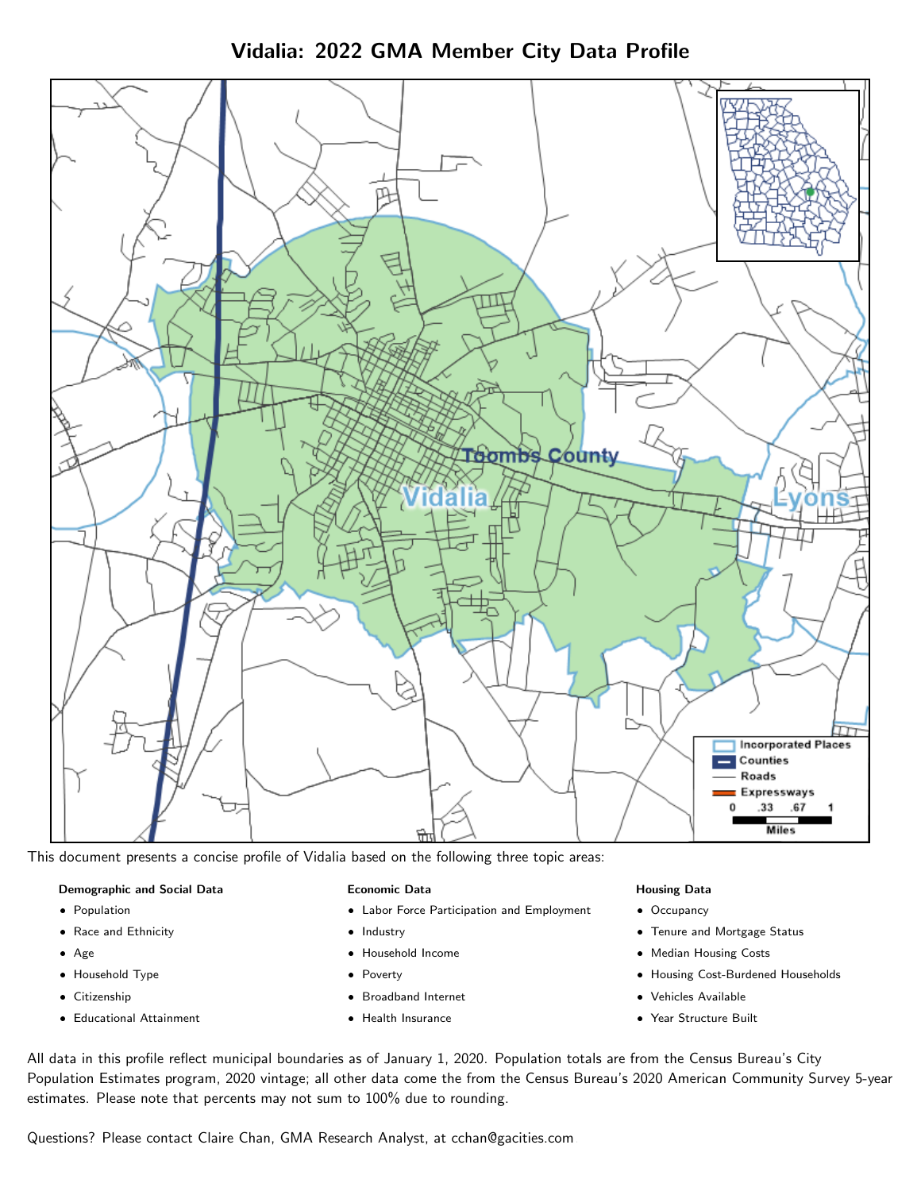# Vidalia: 2022 GMA Member City Data Profile

This document presents a concise profile of Vidalia based on the following three topic areas:

**Demographic and Social Data**

- Population
- Race and Ethnicity
- Age
- Household Type
- Citizenship
- Educational Attainment

**Economic Data**

- Labor Force Participation and Employment
- Industry
- Household Income
- Poverty
- Broadband Internet
- Health Insurance

**Housing Data**

- Occupancy
- Tenure and Mortgage Status
- Median Housing Costs
- Housing Cost-Burdened Households
- Vehicles Available
- Year Structure Built

All data in this profile reflect municipal boundaries as of January 1, 2020. Population totals are from the Census Bureau's City Population Estimates program, 2020 vintage; all other data come the from the Census Bureau's 2020 American Community Survey 5-year estimates. Please note that percents may not sum to 100% due to rounding.

Questions? Please contact Claire Chan, GMA Research Analyst, at cchan@gacities.com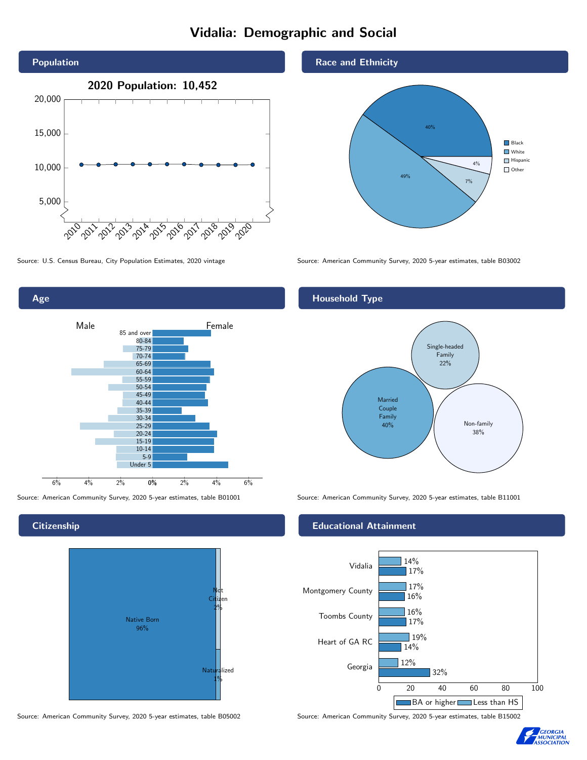# Vidalia: Demographic and Social

## Population

**2020 Population: 10,452**

Source: U.S. Census Bureau, City Population Estimates, 2020 vintage

## Race and Ethnicity

| Race/Ethnicity | Percent |
|---|---|
| Black | 40% |
| White | 49% |
| Hispanic | 7% |
| Other | 4% |

Source: American Community Survey, 2020 5-year estimates, table B03002

## Age

Source: American Community Survey, 2020 5-year estimates, table B01001

## Household Type

| Household Type | Percent |
|---|---|
| Married Couple Family | 40% |
| Single-headed Family | 22% |
| Non-family | 38% |

Source: American Community Survey, 2020 5-year estimates, table B11001

## Citizenship

| Citizenship | Percent |
|---|---|
| Native Born | 96% |
| Not Citizen | 2% |
| Naturalized | 1% |

Source: American Community Survey, 2020 5-year estimates, table B05002

## Educational Attainment

| Area | Less than HS | BA or higher |
|---|---|---|
| Vidalia | 14% | 17% |
| Montgomery County | 17% | 16% |
| Toombs County | 16% | 17% |
| Heart of GA RC | 19% | 14% |
| Georgia | 12% | 32% |

Source: American Community Survey, 2020 5-year estimates, table B15002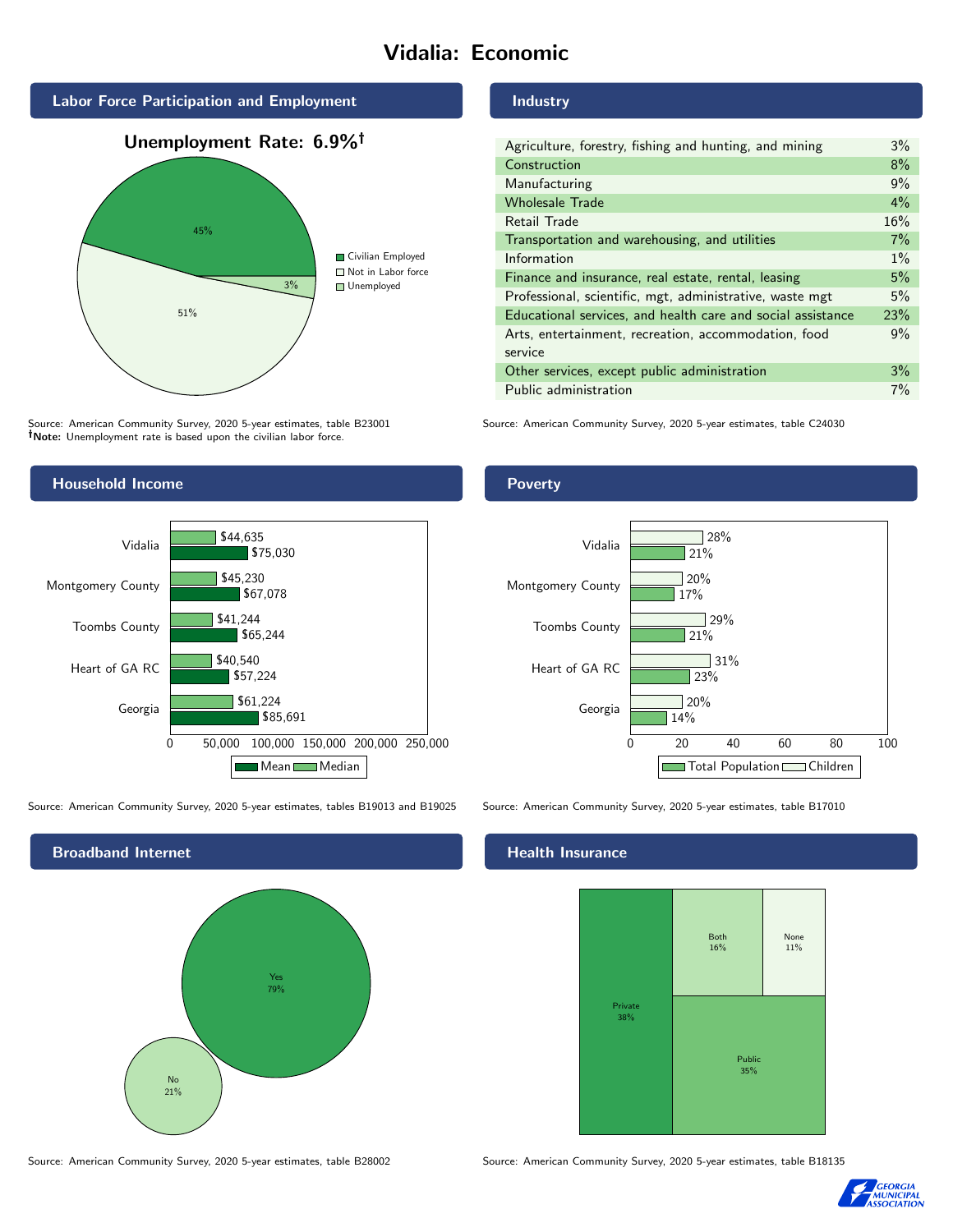# Vidalia: Economic

## Labor Force Participation and Employment

**Unemployment Rate: 6.9%†**

| Category | Percent |
|---|---|
| Civilian Employed | 45% |
| Not in Labor force | 51% |
| Unemployed | 3% |

Source: American Community Survey, 2020 5-year estimates, table B23001
**†Note:** Unemployment rate is based upon the civilian labor force.

## Industry

| Industry | Percent |
|---|---|
| Agriculture, forestry, fishing and hunting, and mining | 3% |
| Construction | 8% |
| Manufacturing | 9% |
| Wholesale Trade | 4% |
| Retail Trade | 16% |
| Transportation and warehousing, and utilities | 7% |
| Information | 1% |
| Finance and insurance, real estate, rental, leasing | 5% |
| Professional, scientific, mgt, administrative, waste mgt | 5% |
| Educational services, and health care and social assistance | 23% |
| Arts, entertainment, recreation, accommodation, food service | 9% |
| Other services, except public administration | 3% |
| Public administration | 7% |

Source: American Community Survey, 2020 5-year estimates, table C24030

## Household Income

| | Median | Mean |
|---|---|---|
| Vidalia | $44,635 | $75,030 |
| Montgomery County | $45,230 | $67,078 |
| Toombs County | $41,244 | $65,244 |
| Heart of GA RC | $40,540 | $57,224 |
| Georgia | $61,224 | $85,691 |

Source: American Community Survey, 2020 5-year estimates, tables B19013 and B19025

## Poverty

| | Children | Total Population |
|---|---|---|
| Vidalia | 28% | 21% |
| Montgomery County | 20% | 17% |
| Toombs County | 29% | 21% |
| Heart of GA RC | 31% | 23% |
| Georgia | 20% | 14% |

Source: American Community Survey, 2020 5-year estimates, table B17010

## Broadband Internet

| | Percent |
|---|---|
| Yes | 79% |
| No | 21% |

Source: American Community Survey, 2020 5-year estimates, table B28002

## Health Insurance

| | Percent |
|---|---|
| Private | 38% |
| Public | 35% |
| Both | 16% |
| None | 11% |

Source: American Community Survey, 2020 5-year estimates, table B18135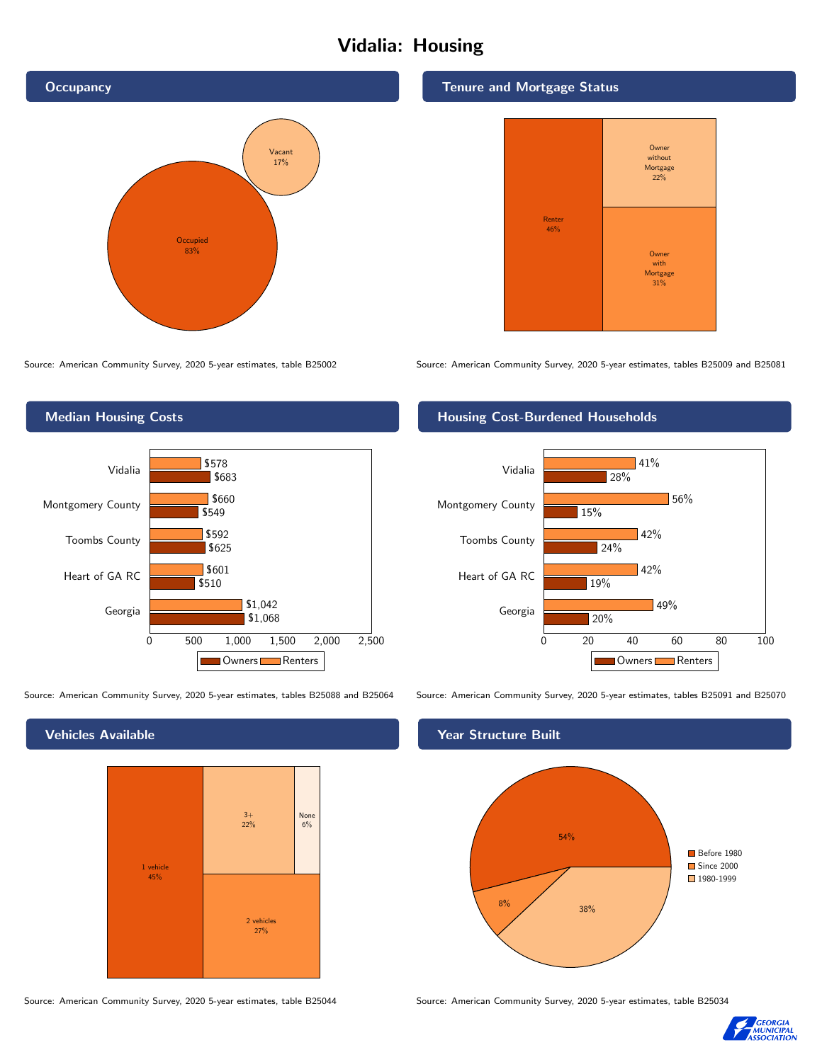# Vidalia: Housing

## Occupancy

Vacant
17%

Occupied
83%

Source: American Community Survey, 2020 5-year estimates, table B25002

## Tenure and Mortgage Status

Renter
46%

Owner without Mortgage
22%

Owner with Mortgage
31%

Source: American Community Survey, 2020 5-year estimates, tables B25009 and B25081

## Median Housing Costs

Vidalia
$578
$683

Montgomery County
$660
$549

Toombs County
$592
$625

Heart of GA RC
$601
$510

Georgia
$1,042
$1,068

0 500 1,000 1,500 2,000 2,500

Owners Renters

Source: American Community Survey, 2020 5-year estimates, tables B25088 and B25064

## Housing Cost-Burdened Households

Vidalia
41%
28%

Montgomery County
56%
15%

Toombs County
42%
24%

Heart of GA RC
42%
19%

Georgia
49%
20%

0 20 40 60 80 100

Owners Renters

Source: American Community Survey, 2020 5-year estimates, tables B25091 and B25070

## Vehicles Available

1 vehicle
45%

3+
22%

None
6%

2 vehicles
27%

Source: American Community Survey, 2020 5-year estimates, table B25044

## Year Structure Built

54%

8%

38%

Before 1980
Since 2000
1980-1999

Source: American Community Survey, 2020 5-year estimates, table B25034